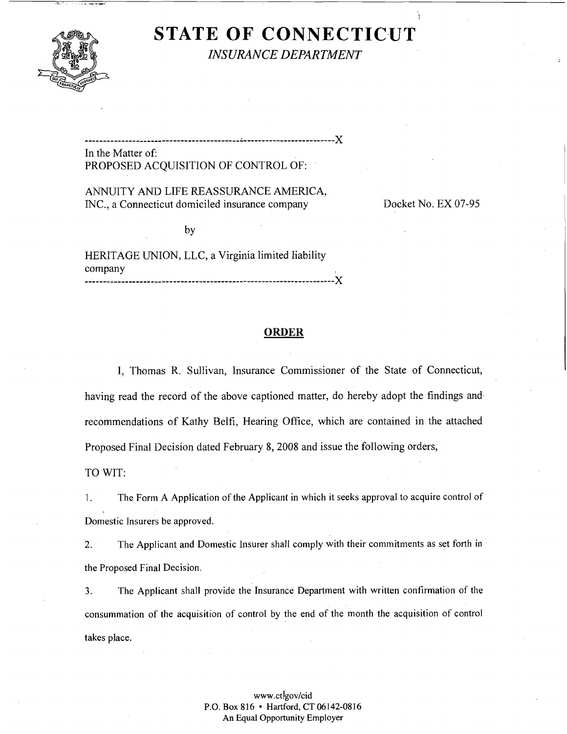# STATE OF CONNECTICUT

*INSURANCE DEPARTMENT*

---

In the Matter of:
PROPOSED ACQUISITION OF CONTROL OF:

ANNUITY AND LIFE REASSURANCE AMERICA, INC., a Connecticut domiciled insurance company

Docket No. EX 07-95

by

HERITAGE UNION, LLC, a Virginia limited liability company

---

## ORDER

I, Thomas R. Sullivan, Insurance Commissioner of the State of Connecticut, having read the record of the above captioned matter, do hereby adopt the findings and recommendations of Kathy Belfi, Hearing Office, which are contained in the attached Proposed Final Decision dated February 8, 2008 and issue the following orders,

TO WIT:

1. The Form A Application of the Applicant in which it seeks approval to acquire control of Domestic Insurers be approved.

2. The Applicant and Domestic Insurer shall comply with their commitments as set forth in the Proposed Final Decision.

3. The Applicant shall provide the Insurance Department with written confirmation of the consummation of the acquisition of control by the end of the month the acquisition of control takes place.

www.ct.gov/cid
P.O. Box 816 • Hartford, CT 06142-0816
An Equal Opportunity Employer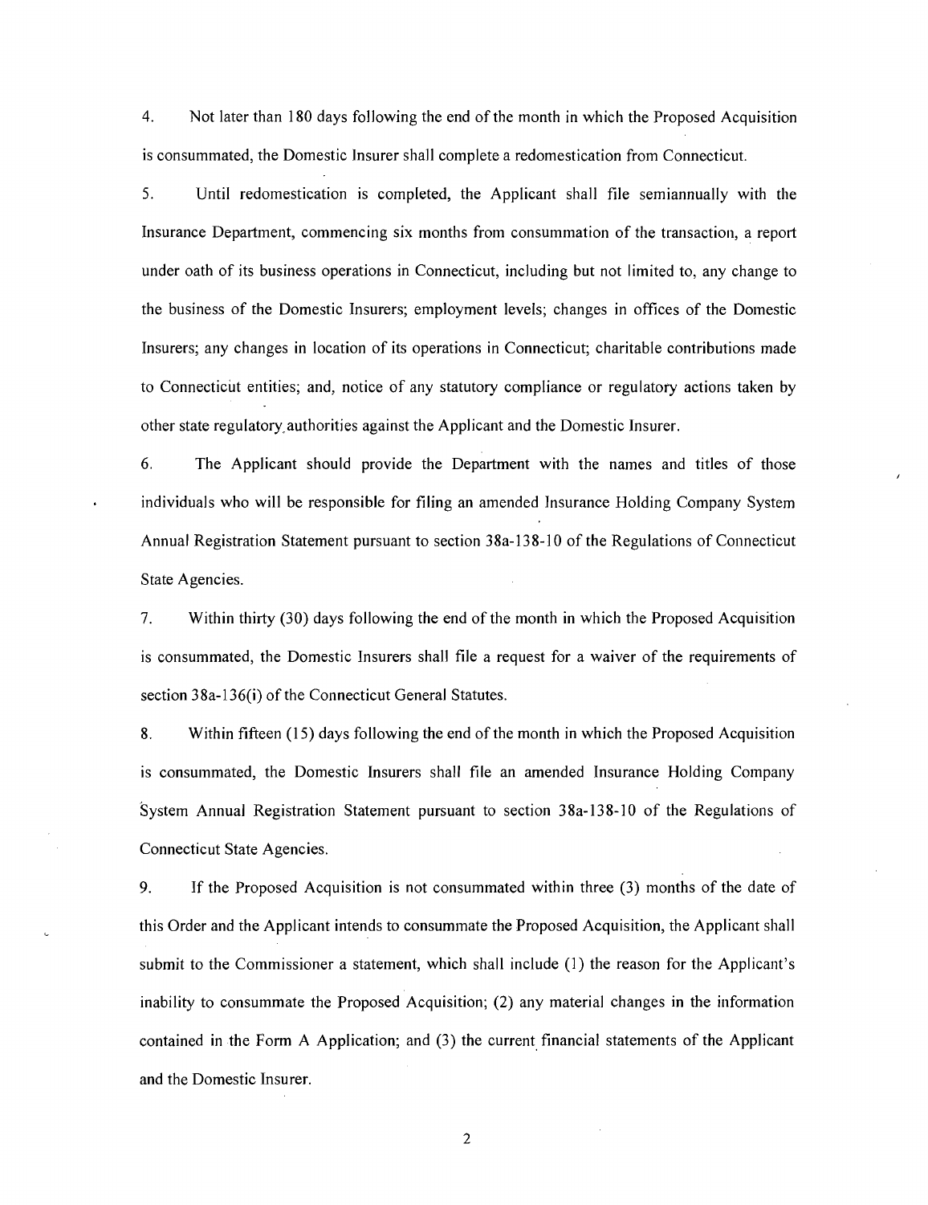4. Not later than 180 days following the end of the month in which the Proposed Acquisition is consummated, the Domestic Insurer shall complete a redomestication from Connecticut.

5. Until redomestication is completed, the Applicant shall file semiannually with the Insurance Department, commencing six months from consummation of the transaction, a report under oath of its business operations in Connecticut, including but not limited to, any change to the business of the Domestic Insurers; employment levels; changes in offices of the Domestic Insurers; any changes in location of its operations in Connecticut; charitable contributions made to Connecticut entities; and, notice of any statutory compliance or regulatory actions taken by other state regulatory authorities against the Applicant and the Domestic Insurer.

6. The Applicant should provide the Department with the names and titles of those individuals who will be responsible for filing an amended Insurance Holding Company System Annual Registration Statement pursuant to section 38a-138-10 of the Regulations of Connecticut State Agencies.

7. Within thirty (30) days following the end of the month in which the Proposed Acquisition is consummated, the Domestic Insurers shall file a request for a waiver of the requirements of section 38a-136(i) of the Connecticut General Statutes.

8. Within fifteen (15) days following the end of the month in which the Proposed Acquisition is consummated, the Domestic Insurers shall file an amended Insurance Holding Company System Annual Registration Statement pursuant to section 38a-138-10 of the Regulations of Connecticut State Agencies.

9. If the Proposed Acquisition is not consummated within three (3) months of the date of this Order and the Applicant intends to consummate the Proposed Acquisition, the Applicant shall submit to the Commissioner a statement, which shall include (1) the reason for the Applicant's inability to consummate the Proposed Acquisition; (2) any material changes in the information contained in the Form A Application; and (3) the current financial statements of the Applicant and the Domestic Insurer.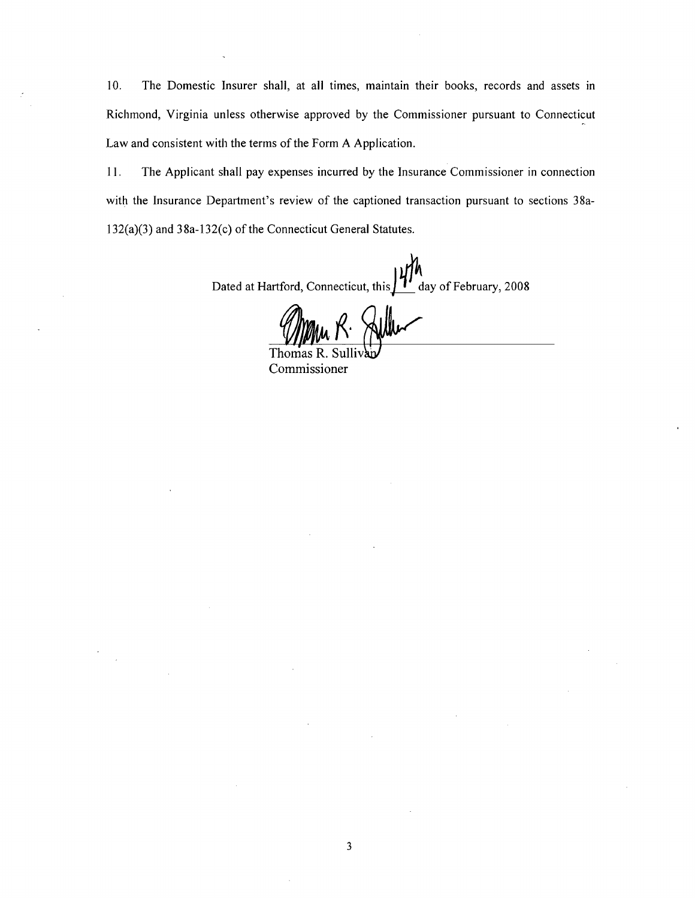10. The Domestic Insurer shall, at all times, maintain their books, records and assets in Richmond, Virginia unless otherwise approved by the Commissioner pursuant to Connecticut Law and consistent with the terms of the Form A Application.

11. The Applicant shall pay expenses incurred by the Insurance Commissioner in connection with the Insurance Department's review of the captioned transaction pursuant to sections 38a-132(a)(3) and 38a-132(c) of the Connecticut General Statutes.

Dated at Hartford, Connecticut, this 14th day of February, 2008

Thomas R. Sullivan
Commissioner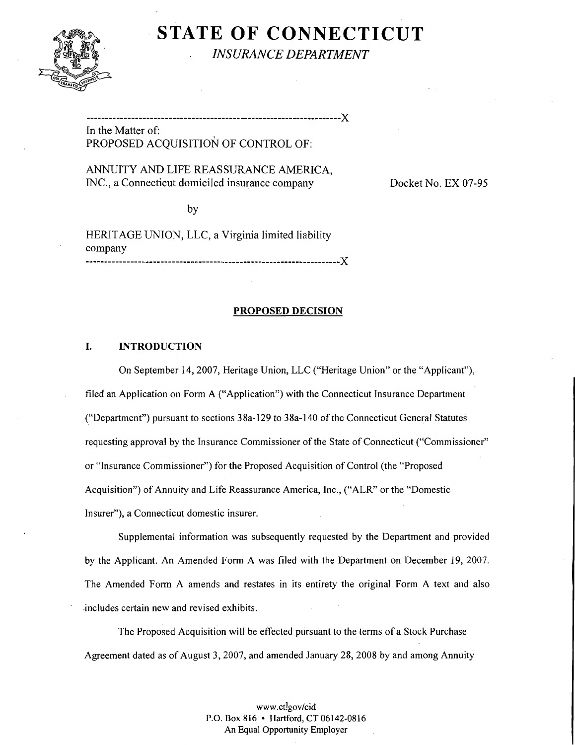# STATE OF CONNECTICUT

*INSURANCE DEPARTMENT*

---

In the Matter of:
PROPOSED ACQUISITION OF CONTROL OF:

ANNUITY AND LIFE REASSURANCE AMERICA, INC., a Connecticut domiciled insurance company

Docket No. EX 07-95

by

HERITAGE UNION, LLC, a Virginia limited liability company

---

## PROPOSED DECISION

### I. INTRODUCTION

On September 14, 2007, Heritage Union, LLC ("Heritage Union" or the "Applicant"), filed an Application on Form A ("Application") with the Connecticut Insurance Department ("Department") pursuant to sections 38a-129 to 38a-140 of the Connecticut General Statutes requesting approval by the Insurance Commissioner of the State of Connecticut ("Commissioner" or "Insurance Commissioner") for the Proposed Acquisition of Control (the "Proposed Acquisition") of Annuity and Life Reassurance America, Inc., ("ALR" or the "Domestic Insurer"), a Connecticut domestic insurer.

Supplemental information was subsequently requested by the Department and provided by the Applicant. An Amended Form A was filed with the Department on December 19, 2007. The Amended Form A amends and restates in its entirety the original Form A text and also includes certain new and revised exhibits.

The Proposed Acquisition will be effected pursuant to the terms of a Stock Purchase Agreement dated as of August 3, 2007, and amended January 28, 2008 by and among Annuity

www.ct.gov/cid
P.O. Box 816 • Hartford, CT 06142-0816
An Equal Opportunity Employer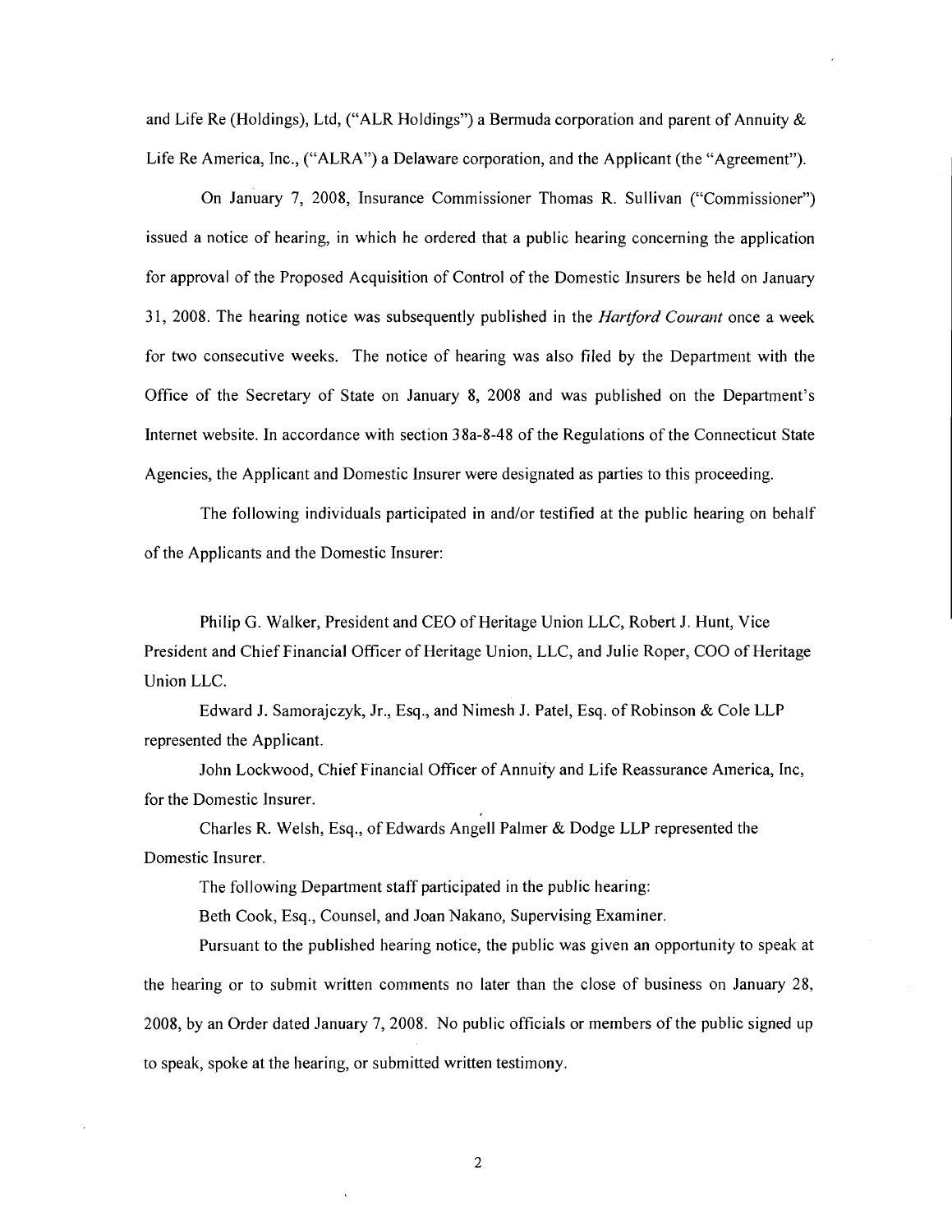and Life Re (Holdings), Ltd, ("ALR Holdings") a Bermuda corporation and parent of Annuity & Life Re America, Inc., ("ALRA") a Delaware corporation, and the Applicant (the "Agreement").

On January 7, 2008, Insurance Commissioner Thomas R. Sullivan ("Commissioner") issued a notice of hearing, in which he ordered that a public hearing concerning the application for approval of the Proposed Acquisition of Control of the Domestic Insurers be held on January 31, 2008. The hearing notice was subsequently published in the *Hartford Courant* once a week for two consecutive weeks. The notice of hearing was also filed by the Department with the Office of the Secretary of State on January 8, 2008 and was published on the Department's Internet website. In accordance with section 38a-8-48 of the Regulations of the Connecticut State Agencies, the Applicant and Domestic Insurer were designated as parties to this proceeding.

The following individuals participated in and/or testified at the public hearing on behalf of the Applicants and the Domestic Insurer:

Philip G. Walker, President and CEO of Heritage Union LLC, Robert J. Hunt, Vice President and Chief Financial Officer of Heritage Union, LLC, and Julie Roper, COO of Heritage Union LLC.

Edward J. Samorajczyk, Jr., Esq., and Nimesh J. Patel, Esq. of Robinson & Cole LLP represented the Applicant.

John Lockwood, Chief Financial Officer of Annuity and Life Reassurance America, Inc, for the Domestic Insurer.

Charles R. Welsh, Esq., of Edwards Angell Palmer & Dodge LLP represented the Domestic Insurer.

The following Department staff participated in the public hearing:

Beth Cook, Esq., Counsel, and Joan Nakano, Supervising Examiner.

Pursuant to the published hearing notice, the public was given an opportunity to speak at the hearing or to submit written comments no later than the close of business on January 28, 2008, by an Order dated January 7, 2008. No public officials or members of the public signed up to speak, spoke at the hearing, or submitted written testimony.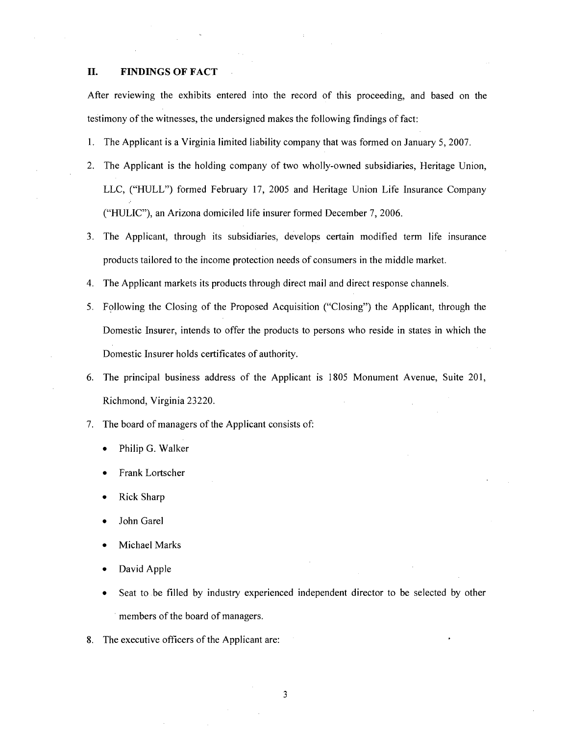## II. FINDINGS OF FACT

After reviewing the exhibits entered into the record of this proceeding, and based on the testimony of the witnesses, the undersigned makes the following findings of fact:

1. The Applicant is a Virginia limited liability company that was formed on January 5, 2007.
2. The Applicant is the holding company of two wholly-owned subsidiaries, Heritage Union, LLC, ("HULL") formed February 17, 2005 and Heritage Union Life Insurance Company ("HULIC"), an Arizona domiciled life insurer formed December 7, 2006.
3. The Applicant, through its subsidiaries, develops certain modified term life insurance products tailored to the income protection needs of consumers in the middle market.
4. The Applicant markets its products through direct mail and direct response channels.
5. Following the Closing of the Proposed Acquisition ("Closing") the Applicant, through the Domestic Insurer, intends to offer the products to persons who reside in states in which the Domestic Insurer holds certificates of authority.
6. The principal business address of the Applicant is 1805 Monument Avenue, Suite 201, Richmond, Virginia 23220.
7. The board of managers of the Applicant consists of:
   - Philip G. Walker
   - Frank Lortscher
   - Rick Sharp
   - John Garel
   - Michael Marks
   - David Apple
   - Seat to be filled by industry experienced independent director to be selected by other members of the board of managers.
8. The executive officers of the Applicant are: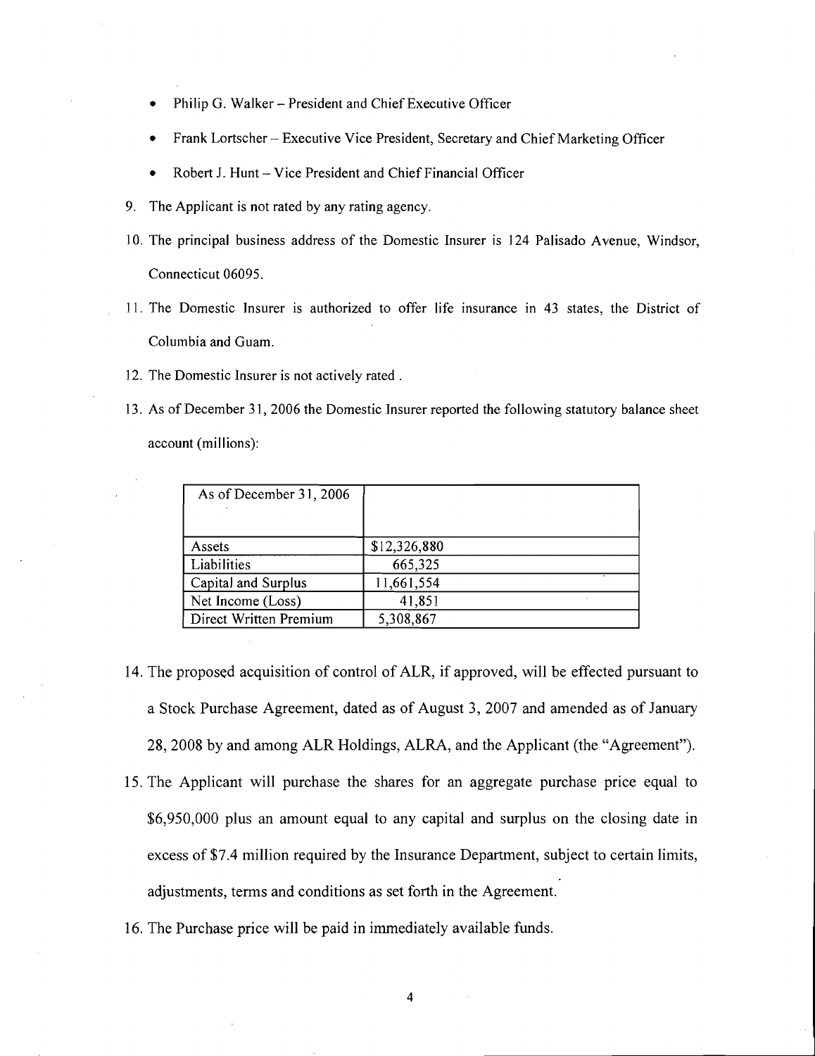- Philip G. Walker – President and Chief Executive Officer
- Frank Lortscher – Executive Vice President, Secretary and Chief Marketing Officer
- Robert J. Hunt – Vice President and Chief Financial Officer

9. The Applicant is not rated by any rating agency.

10. The principal business address of the Domestic Insurer is 124 Palisado Avenue, Windsor, Connecticut 06095.

11. The Domestic Insurer is authorized to offer life insurance in 43 states, the District of Columbia and Guam.

12. The Domestic Insurer is not actively rated .

13. As of December 31, 2006 the Domestic Insurer reported the following statutory balance sheet account (millions):

| As of December 31, 2006 | |
|---|---|
| Assets | $12,326,880 |
| Liabilities | 665,325 |
| Capital and Surplus | 11,661,554 |
| Net Income (Loss) | 41,851 |
| Direct Written Premium | 5,308,867 |

14. The proposed acquisition of control of ALR, if approved, will be effected pursuant to a Stock Purchase Agreement, dated as of August 3, 2007 and amended as of January 28, 2008 by and among ALR Holdings, ALRA, and the Applicant (the "Agreement").

15. The Applicant will purchase the shares for an aggregate purchase price equal to $6,950,000 plus an amount equal to any capital and surplus on the closing date in excess of $7.4 million required by the Insurance Department, subject to certain limits, adjustments, terms and conditions as set forth in the Agreement.

16. The Purchase price will be paid in immediately available funds.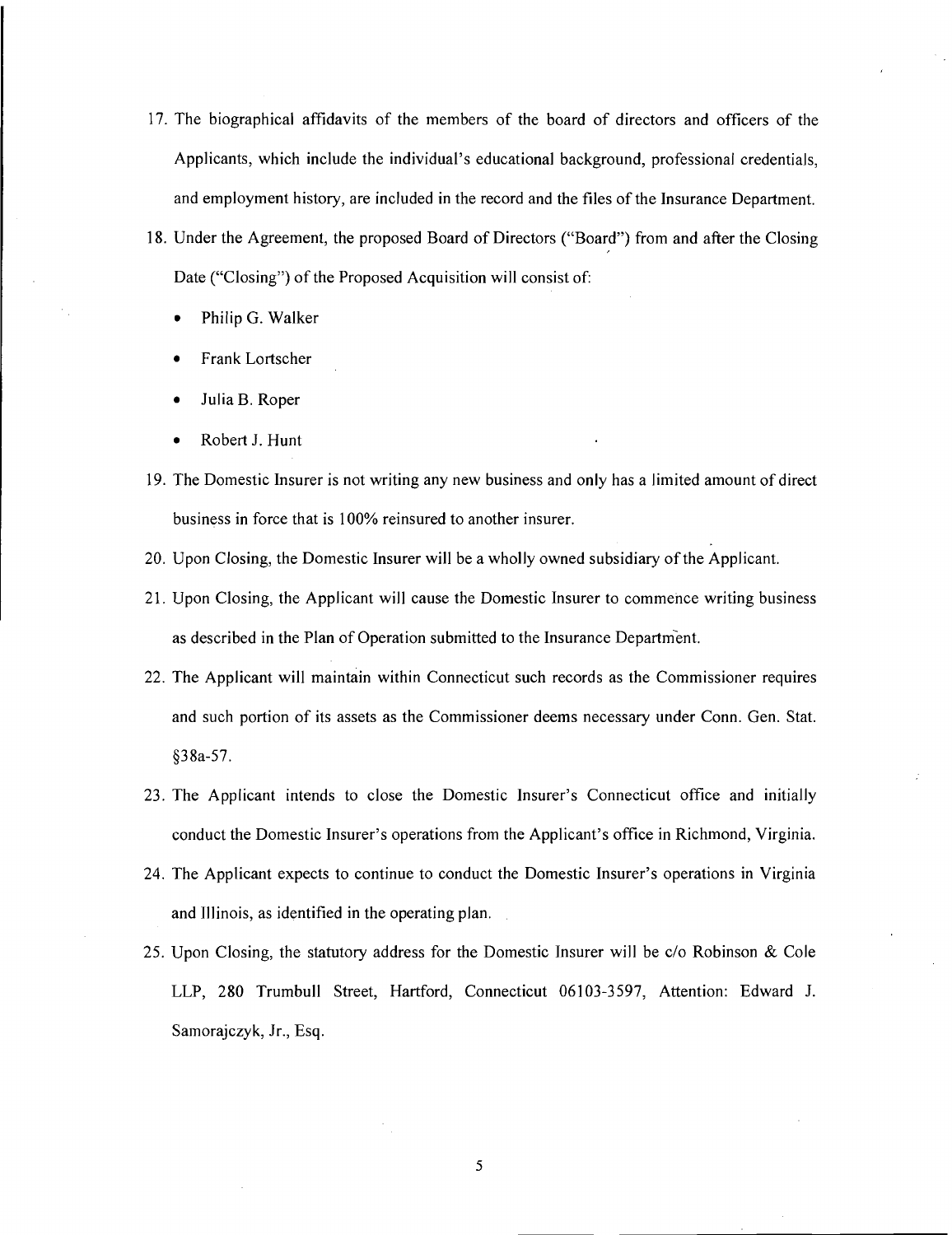17. The biographical affidavits of the members of the board of directors and officers of the Applicants, which include the individual's educational background, professional credentials, and employment history, are included in the record and the files of the Insurance Department.

18. Under the Agreement, the proposed Board of Directors ("Board") from and after the Closing Date ("Closing") of the Proposed Acquisition will consist of:

    - Philip G. Walker
    - Frank Lortscher
    - Julia B. Roper
    - Robert J. Hunt

19. The Domestic Insurer is not writing any new business and only has a limited amount of direct business in force that is 100% reinsured to another insurer.

20. Upon Closing, the Domestic Insurer will be a wholly owned subsidiary of the Applicant.

21. Upon Closing, the Applicant will cause the Domestic Insurer to commence writing business as described in the Plan of Operation submitted to the Insurance Department.

22. The Applicant will maintain within Connecticut such records as the Commissioner requires and such portion of its assets as the Commissioner deems necessary under Conn. Gen. Stat. §38a-57.

23. The Applicant intends to close the Domestic Insurer's Connecticut office and initially conduct the Domestic Insurer's operations from the Applicant's office in Richmond, Virginia.

24. The Applicant expects to continue to conduct the Domestic Insurer's operations in Virginia and Illinois, as identified in the operating plan.

25. Upon Closing, the statutory address for the Domestic Insurer will be c/o Robinson & Cole LLP, 280 Trumbull Street, Hartford, Connecticut 06103-3597, Attention: Edward J. Samorajczyk, Jr., Esq.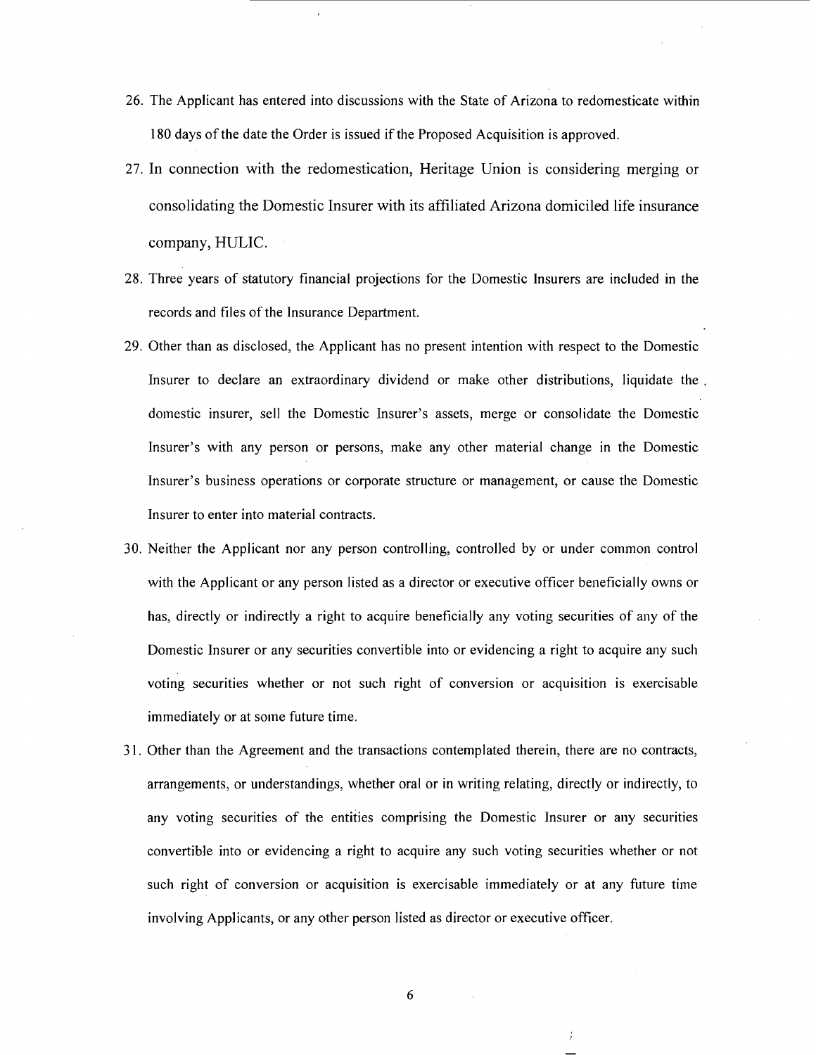26. The Applicant has entered into discussions with the State of Arizona to redomesticate within 180 days of the date the Order is issued if the Proposed Acquisition is approved.

27. In connection with the redomestication, Heritage Union is considering merging or consolidating the Domestic Insurer with its affiliated Arizona domiciled life insurance company, HULIC.

28. Three years of statutory financial projections for the Domestic Insurers are included in the records and files of the Insurance Department.

29. Other than as disclosed, the Applicant has no present intention with respect to the Domestic Insurer to declare an extraordinary dividend or make other distributions, liquidate the domestic insurer, sell the Domestic Insurer's assets, merge or consolidate the Domestic Insurer's with any person or persons, make any other material change in the Domestic Insurer's business operations or corporate structure or management, or cause the Domestic Insurer to enter into material contracts.

30. Neither the Applicant nor any person controlling, controlled by or under common control with the Applicant or any person listed as a director or executive officer beneficially owns or has, directly or indirectly a right to acquire beneficially any voting securities of any of the Domestic Insurer or any securities convertible into or evidencing a right to acquire any such voting securities whether or not such right of conversion or acquisition is exercisable immediately or at some future time.

31. Other than the Agreement and the transactions contemplated therein, there are no contracts, arrangements, or understandings, whether oral or in writing relating, directly or indirectly, to any voting securities of the entities comprising the Domestic Insurer or any securities convertible into or evidencing a right to acquire any such voting securities whether or not such right of conversion or acquisition is exercisable immediately or at any future time involving Applicants, or any other person listed as director or executive officer.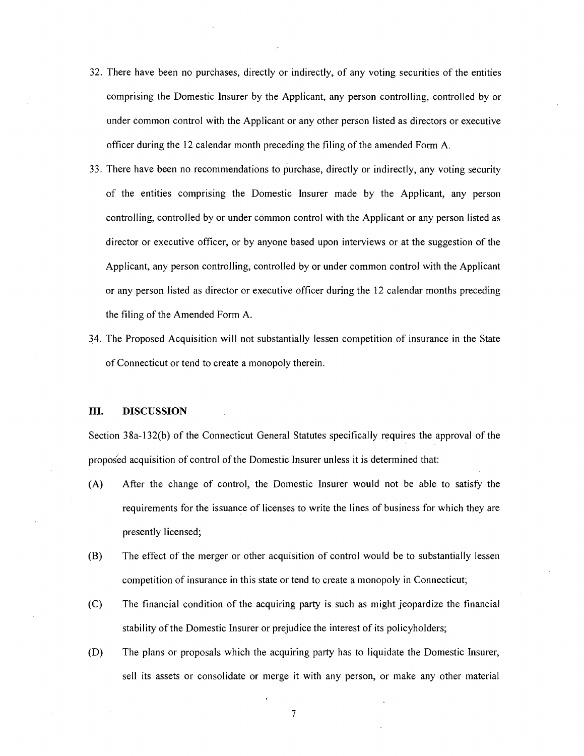32. There have been no purchases, directly or indirectly, of any voting securities of the entities comprising the Domestic Insurer by the Applicant, any person controlling, controlled by or under common control with the Applicant or any other person listed as directors or executive officer during the 12 calendar month preceding the filing of the amended Form A.

33. There have been no recommendations to purchase, directly or indirectly, any voting security of the entities comprising the Domestic Insurer made by the Applicant, any person controlling, controlled by or under common control with the Applicant or any person listed as director or executive officer, or by anyone based upon interviews or at the suggestion of the Applicant, any person controlling, controlled by or under common control with the Applicant or any person listed as director or executive officer during the 12 calendar months preceding the filing of the Amended Form A.

34. The Proposed Acquisition will not substantially lessen competition of insurance in the State of Connecticut or tend to create a monopoly therein.

## III. DISCUSSION

Section 38a-132(b) of the Connecticut General Statutes specifically requires the approval of the proposed acquisition of control of the Domestic Insurer unless it is determined that:

(A) After the change of control, the Domestic Insurer would not be able to satisfy the requirements for the issuance of licenses to write the lines of business for which they are presently licensed;

(B) The effect of the merger or other acquisition of control would be to substantially lessen competition of insurance in this state or tend to create a monopoly in Connecticut;

(C) The financial condition of the acquiring party is such as might jeopardize the financial stability of the Domestic Insurer or prejudice the interest of its policyholders;

(D) The plans or proposals which the acquiring party has to liquidate the Domestic Insurer, sell its assets or consolidate or merge it with any person, or make any other material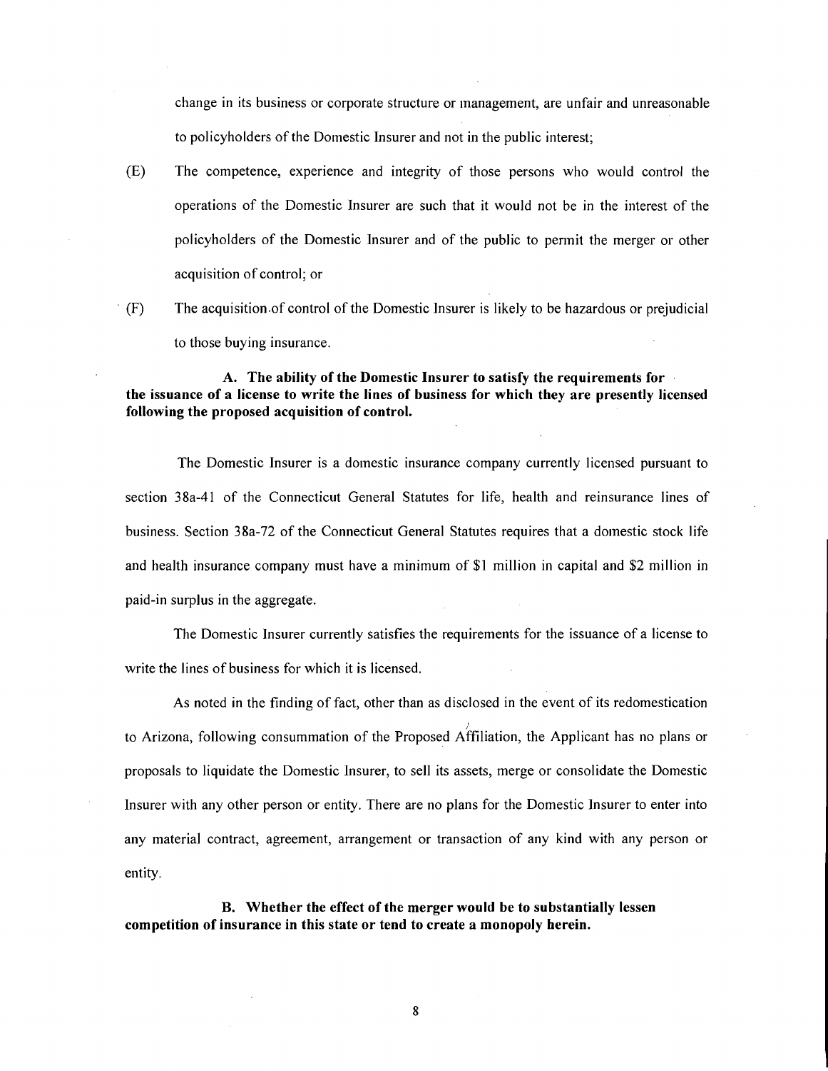change in its business or corporate structure or management, are unfair and unreasonable to policyholders of the Domestic Insurer and not in the public interest;

(E) The competence, experience and integrity of those persons who would control the operations of the Domestic Insurer are such that it would not be in the interest of the policyholders of the Domestic Insurer and of the public to permit the merger or other acquisition of control; or

(F) The acquisition of control of the Domestic Insurer is likely to be hazardous or prejudicial to those buying insurance.

**A. The ability of the Domestic Insurer to satisfy the requirements for the issuance of a license to write the lines of business for which they are presently licensed following the proposed acquisition of control.**

The Domestic Insurer is a domestic insurance company currently licensed pursuant to section 38a-41 of the Connecticut General Statutes for life, health and reinsurance lines of business. Section 38a-72 of the Connecticut General Statutes requires that a domestic stock life and health insurance company must have a minimum of $1 million in capital and $2 million in paid-in surplus in the aggregate.

The Domestic Insurer currently satisfies the requirements for the issuance of a license to write the lines of business for which it is licensed.

As noted in the finding of fact, other than as disclosed in the event of its redomestication to Arizona, following consummation of the Proposed Affiliation, the Applicant has no plans or proposals to liquidate the Domestic Insurer, to sell its assets, merge or consolidate the Domestic Insurer with any other person or entity. There are no plans for the Domestic Insurer to enter into any material contract, agreement, arrangement or transaction of any kind with any person or entity.

**B. Whether the effect of the merger would be to substantially lessen competition of insurance in this state or tend to create a monopoly herein.**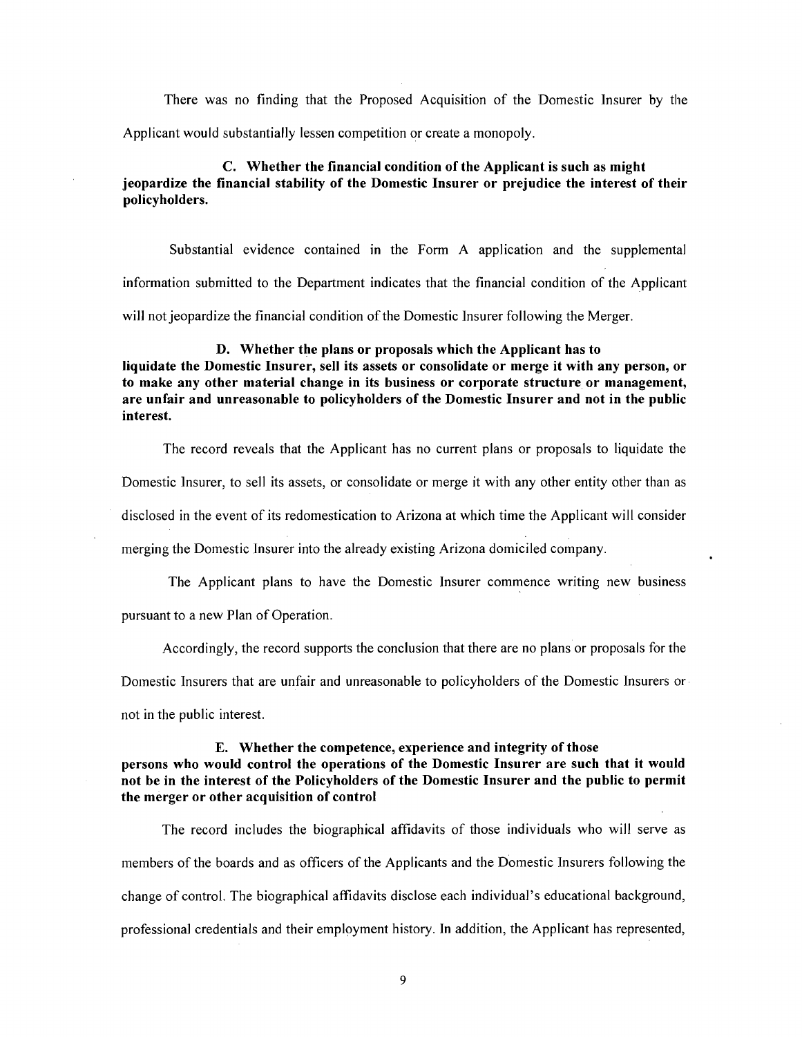There was no finding that the Proposed Acquisition of the Domestic Insurer by the Applicant would substantially lessen competition or create a monopoly.

**C. Whether the financial condition of the Applicant is such as might jeopardize the financial stability of the Domestic Insurer or prejudice the interest of their policyholders.**

Substantial evidence contained in the Form A application and the supplemental information submitted to the Department indicates that the financial condition of the Applicant will not jeopardize the financial condition of the Domestic Insurer following the Merger.

**D. Whether the plans or proposals which the Applicant has to liquidate the Domestic Insurer, sell its assets or consolidate or merge it with any person, or to make any other material change in its business or corporate structure or management, are unfair and unreasonable to policyholders of the Domestic Insurer and not in the public interest.**

The record reveals that the Applicant has no current plans or proposals to liquidate the Domestic Insurer, to sell its assets, or consolidate or merge it with any other entity other than as disclosed in the event of its redomestication to Arizona at which time the Applicant will consider merging the Domestic Insurer into the already existing Arizona domiciled company.

The Applicant plans to have the Domestic Insurer commence writing new business pursuant to a new Plan of Operation.

Accordingly, the record supports the conclusion that there are no plans or proposals for the Domestic Insurers that are unfair and unreasonable to policyholders of the Domestic Insurers or not in the public interest.

**E. Whether the competence, experience and integrity of those persons who would control the operations of the Domestic Insurer are such that it would not be in the interest of the Policyholders of the Domestic Insurer and the public to permit the merger or other acquisition of control**

The record includes the biographical affidavits of those individuals who will serve as members of the boards and as officers of the Applicants and the Domestic Insurers following the change of control. The biographical affidavits disclose each individual's educational background, professional credentials and their employment history. In addition, the Applicant has represented,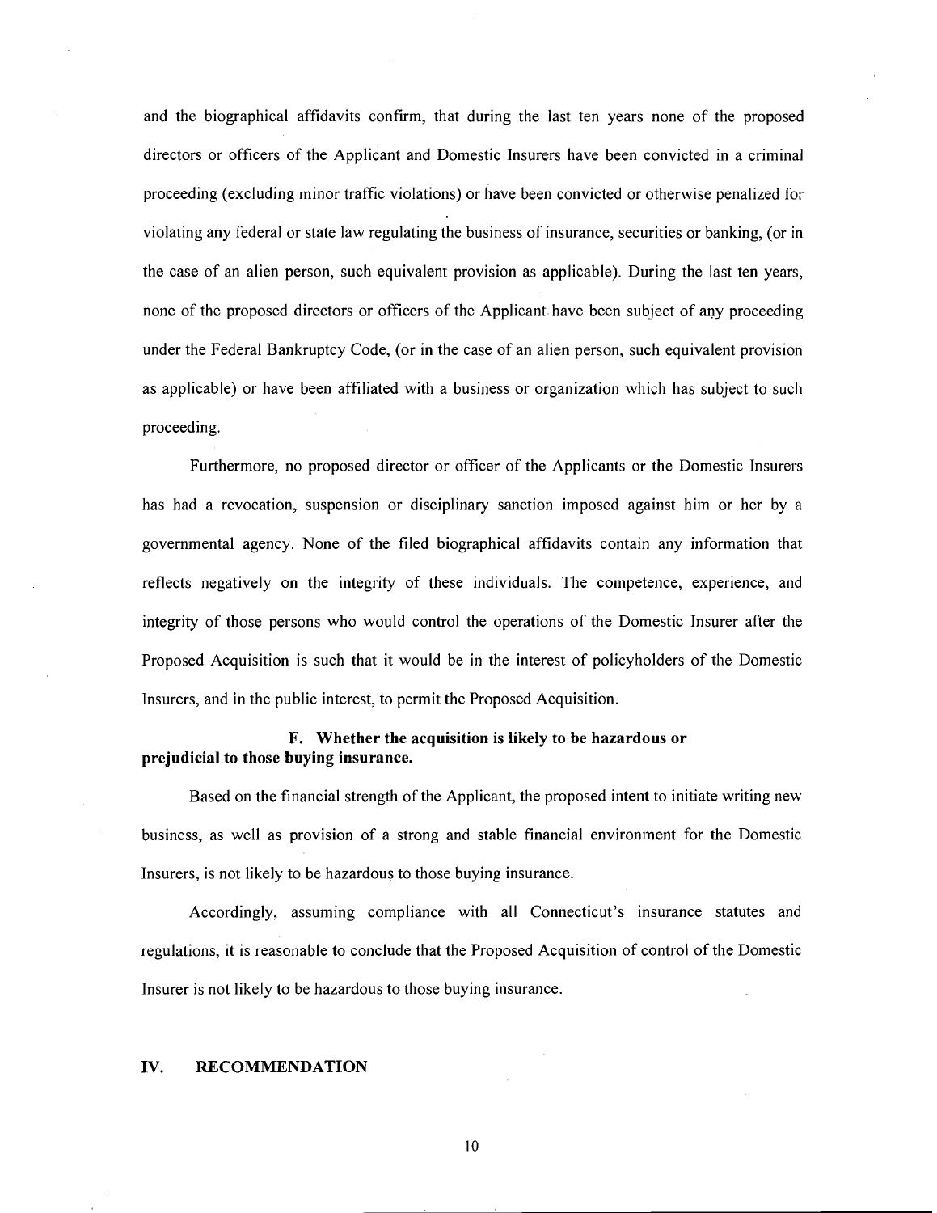and the biographical affidavits confirm, that during the last ten years none of the proposed directors or officers of the Applicant and Domestic Insurers have been convicted in a criminal proceeding (excluding minor traffic violations) or have been convicted or otherwise penalized for violating any federal or state law regulating the business of insurance, securities or banking, (or in the case of an alien person, such equivalent provision as applicable). During the last ten years, none of the proposed directors or officers of the Applicant have been subject of any proceeding under the Federal Bankruptcy Code, (or in the case of an alien person, such equivalent provision as applicable) or have been affiliated with a business or organization which has subject to such proceeding.

Furthermore, no proposed director or officer of the Applicants or the Domestic Insurers has had a revocation, suspension or disciplinary sanction imposed against him or her by a governmental agency. None of the filed biographical affidavits contain any information that reflects negatively on the integrity of these individuals. The competence, experience, and integrity of those persons who would control the operations of the Domestic Insurer after the Proposed Acquisition is such that it would be in the interest of policyholders of the Domestic Insurers, and in the public interest, to permit the Proposed Acquisition.

### F. Whether the acquisition is likely to be hazardous or prejudicial to those buying insurance.

Based on the financial strength of the Applicant, the proposed intent to initiate writing new business, as well as provision of a strong and stable financial environment for the Domestic Insurers, is not likely to be hazardous to those buying insurance.

Accordingly, assuming compliance with all Connecticut's insurance statutes and regulations, it is reasonable to conclude that the Proposed Acquisition of control of the Domestic Insurer is not likely to be hazardous to those buying insurance.

## IV. RECOMMENDATION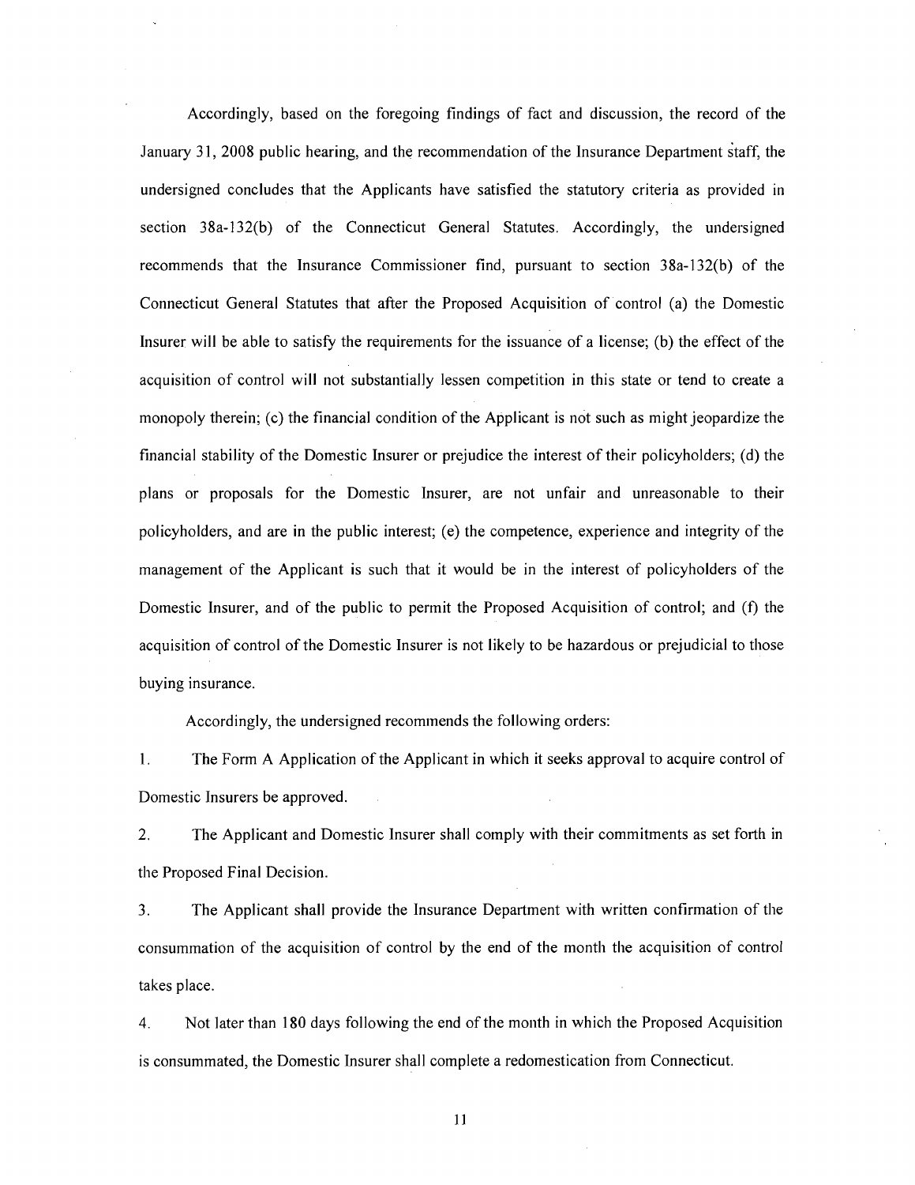Accordingly, based on the foregoing findings of fact and discussion, the record of the January 31, 2008 public hearing, and the recommendation of the Insurance Department staff, the undersigned concludes that the Applicants have satisfied the statutory criteria as provided in section 38a-132(b) of the Connecticut General Statutes. Accordingly, the undersigned recommends that the Insurance Commissioner find, pursuant to section 38a-132(b) of the Connecticut General Statutes that after the Proposed Acquisition of control (a) the Domestic Insurer will be able to satisfy the requirements for the issuance of a license; (b) the effect of the acquisition of control will not substantially lessen competition in this state or tend to create a monopoly therein; (c) the financial condition of the Applicant is not such as might jeopardize the financial stability of the Domestic Insurer or prejudice the interest of their policyholders; (d) the plans or proposals for the Domestic Insurer, are not unfair and unreasonable to their policyholders, and are in the public interest; (e) the competence, experience and integrity of the management of the Applicant is such that it would be in the interest of policyholders of the Domestic Insurer, and of the public to permit the Proposed Acquisition of control; and (f) the acquisition of control of the Domestic Insurer is not likely to be hazardous or prejudicial to those buying insurance.

Accordingly, the undersigned recommends the following orders:

1. The Form A Application of the Applicant in which it seeks approval to acquire control of Domestic Insurers be approved.

2. The Applicant and Domestic Insurer shall comply with their commitments as set forth in the Proposed Final Decision.

3. The Applicant shall provide the Insurance Department with written confirmation of the consummation of the acquisition of control by the end of the month the acquisition of control takes place.

4. Not later than 180 days following the end of the month in which the Proposed Acquisition is consummated, the Domestic Insurer shall complete a redomestication from Connecticut.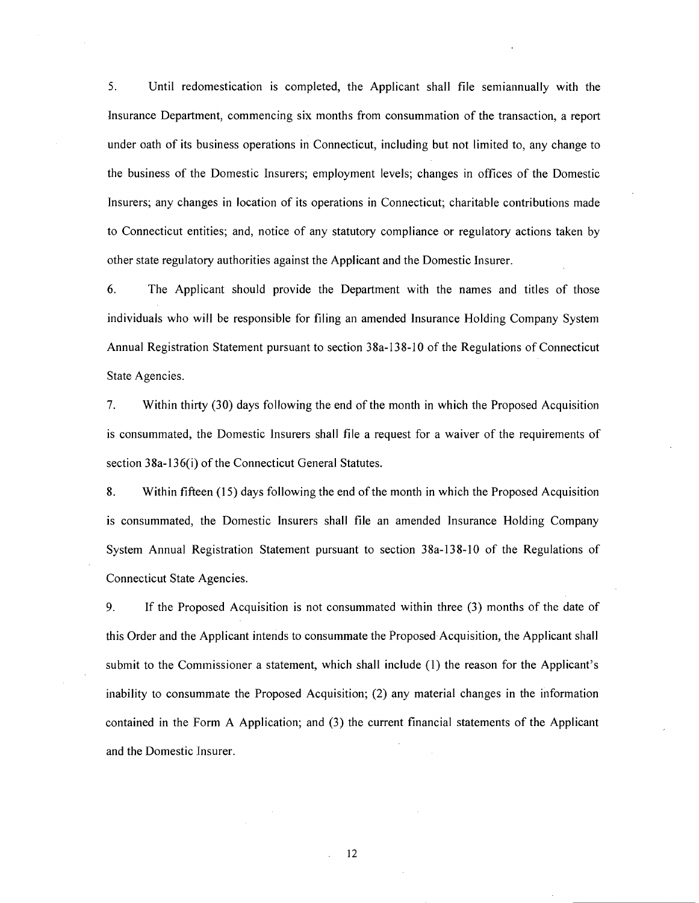5. Until redomestication is completed, the Applicant shall file semiannually with the Insurance Department, commencing six months from consummation of the transaction, a report under oath of its business operations in Connecticut, including but not limited to, any change to the business of the Domestic Insurers; employment levels; changes in offices of the Domestic Insurers; any changes in location of its operations in Connecticut; charitable contributions made to Connecticut entities; and, notice of any statutory compliance or regulatory actions taken by other state regulatory authorities against the Applicant and the Domestic Insurer.

6. The Applicant should provide the Department with the names and titles of those individuals who will be responsible for filing an amended Insurance Holding Company System Annual Registration Statement pursuant to section 38a-138-10 of the Regulations of Connecticut State Agencies.

7. Within thirty (30) days following the end of the month in which the Proposed Acquisition is consummated, the Domestic Insurers shall file a request for a waiver of the requirements of section 38a-136(i) of the Connecticut General Statutes.

8. Within fifteen (15) days following the end of the month in which the Proposed Acquisition is consummated, the Domestic Insurers shall file an amended Insurance Holding Company System Annual Registration Statement pursuant to section 38a-138-10 of the Regulations of Connecticut State Agencies.

9. If the Proposed Acquisition is not consummated within three (3) months of the date of this Order and the Applicant intends to consummate the Proposed Acquisition, the Applicant shall submit to the Commissioner a statement, which shall include (1) the reason for the Applicant's inability to consummate the Proposed Acquisition; (2) any material changes in the information contained in the Form A Application; and (3) the current financial statements of the Applicant and the Domestic Insurer.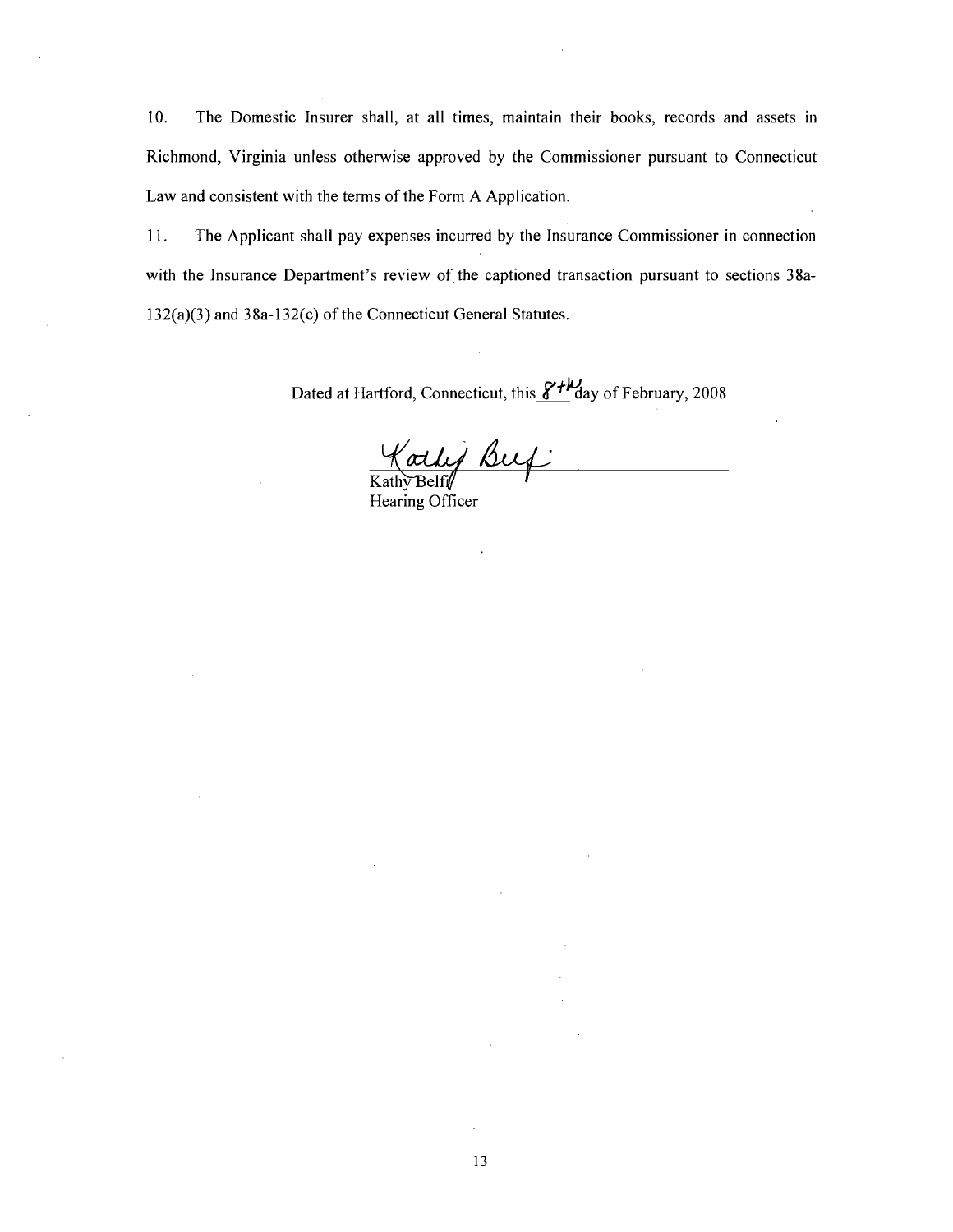10. The Domestic Insurer shall, at all times, maintain their books, records and assets in Richmond, Virginia unless otherwise approved by the Commissioner pursuant to Connecticut Law and consistent with the terms of the Form A Application.

11. The Applicant shall pay expenses incurred by the Insurance Commissioner in connection with the Insurance Department's review of the captioned transaction pursuant to sections 38a-132(a)(3) and 38a-132(c) of the Connecticut General Statutes.

Dated at Hartford, Connecticut, this 8th day of February, 2008

Kathy Belfi
Kathy Belfi
Hearing Officer